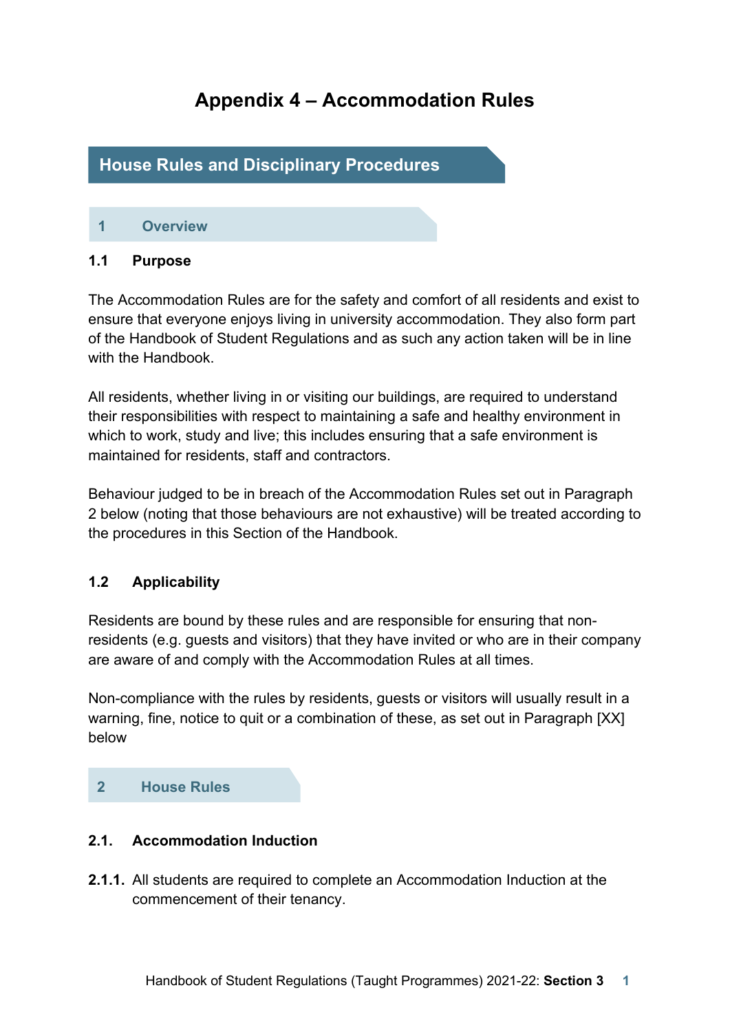# Appendix 4 – Accommodation Rules

## House Rules and Disciplinary Procedures

### 1 Overview

#### 1.1 Purpose

The Accommodation Rules are for the safety and comfort of all residents and exist to ensure that everyone enjoys living in university accommodation. They also form part of the Handbook of Student Regulations and as such any action taken will be in line with the Handbook.

All residents, whether living in or visiting our buildings, are required to understand their responsibilities with respect to maintaining a safe and healthy environment in which to work, study and live; this includes ensuring that a safe environment is maintained for residents, staff and contractors.

Behaviour judged to be in breach of the Accommodation Rules set out in Paragraph 2 below (noting that those behaviours are not exhaustive) will be treated according to the procedures in this Section of the Handbook.

#### 1.2 Applicability

Residents are bound by these rules and are responsible for ensuring that non-residents (e.g. guests and visitors) that they have invited or who are in their company are aware of and comply with the Accommodation Rules at all times.

Non-compliance with the rules by residents, guests or visitors will usually result in a warning, fine, notice to quit or a combination of these, as set out in Paragraph [XX] below

### 2 House Rules

#### 2.1. Accommodation Induction

**2.1.1.** All students are required to complete an Accommodation Induction at the commencement of their tenancy.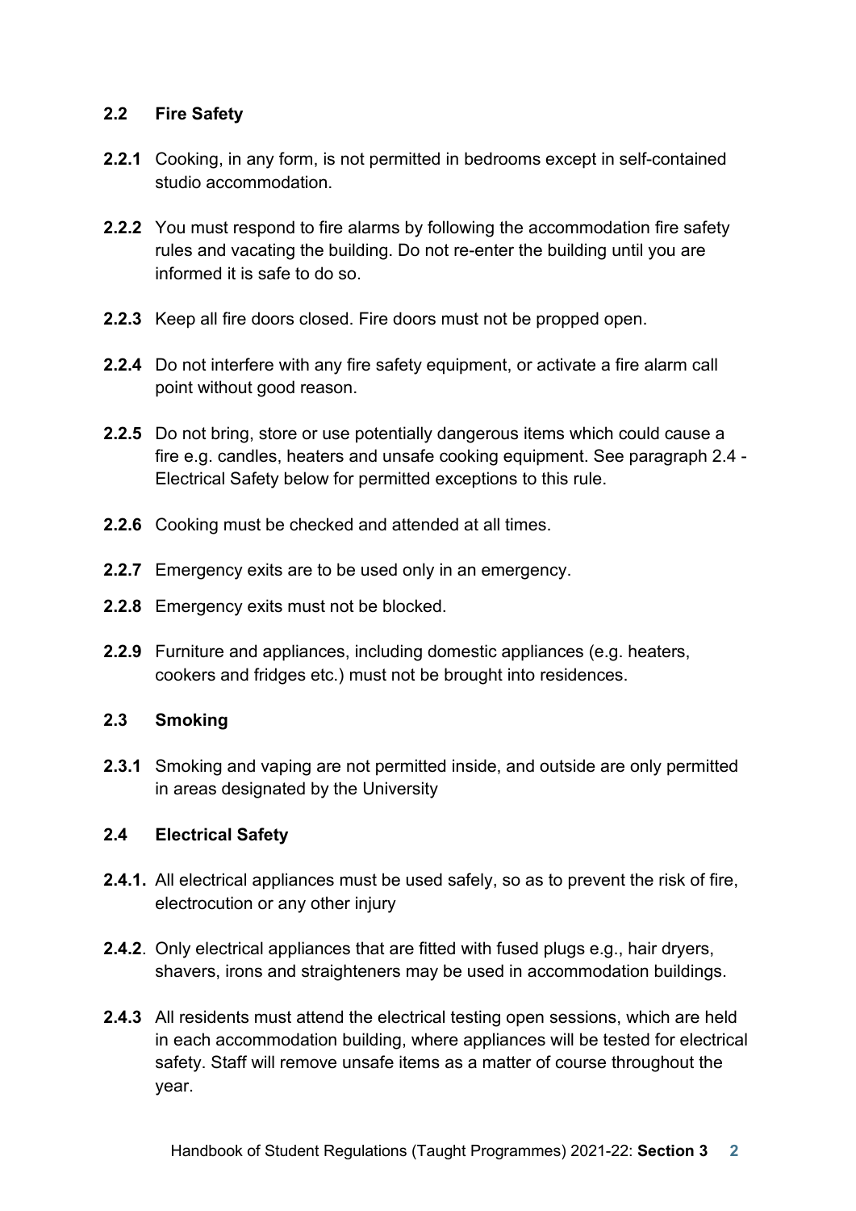## 2.2 Fire Safety

**2.2.1** Cooking, in any form, is not permitted in bedrooms except in self-contained studio accommodation.

**2.2.2** You must respond to fire alarms by following the accommodation fire safety rules and vacating the building. Do not re-enter the building until you are informed it is safe to do so.

**2.2.3** Keep all fire doors closed. Fire doors must not be propped open.

**2.2.4** Do not interfere with any fire safety equipment, or activate a fire alarm call point without good reason.

**2.2.5** Do not bring, store or use potentially dangerous items which could cause a fire e.g. candles, heaters and unsafe cooking equipment. See paragraph 2.4 - Electrical Safety below for permitted exceptions to this rule.

**2.2.6** Cooking must be checked and attended at all times.

**2.2.7** Emergency exits are to be used only in an emergency.

**2.2.8** Emergency exits must not be blocked.

**2.2.9** Furniture and appliances, including domestic appliances (e.g. heaters, cookers and fridges etc.) must not be brought into residences.

## 2.3 Smoking

**2.3.1** Smoking and vaping are not permitted inside, and outside are only permitted in areas designated by the University

## 2.4 Electrical Safety

**2.4.1.** All electrical appliances must be used safely, so as to prevent the risk of fire, electrocution or any other injury

**2.4.2**. Only electrical appliances that are fitted with fused plugs e.g., hair dryers, shavers, irons and straighteners may be used in accommodation buildings.

**2.4.3** All residents must attend the electrical testing open sessions, which are held in each accommodation building, where appliances will be tested for electrical safety. Staff will remove unsafe items as a matter of course throughout the year.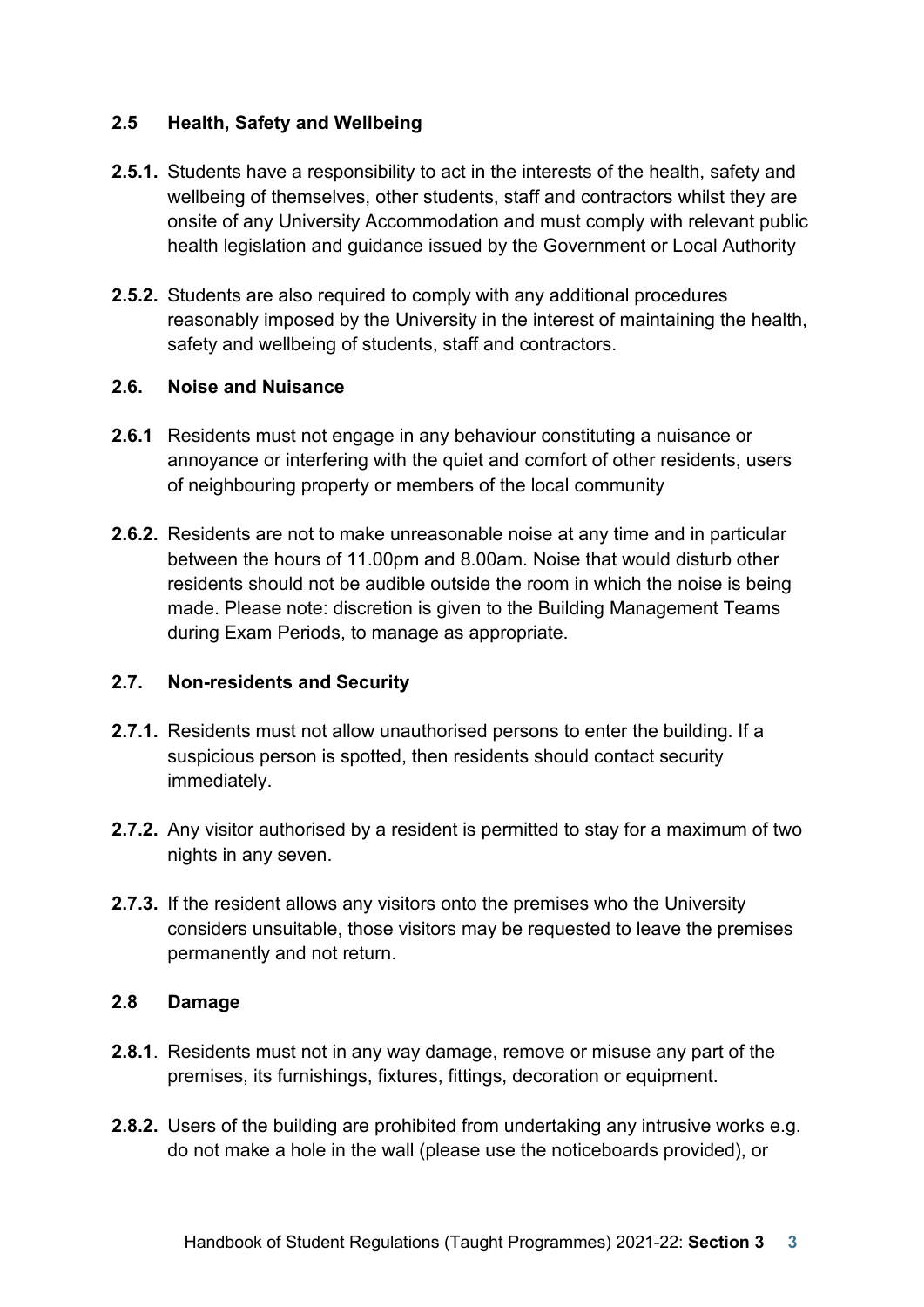### 2.5 Health, Safety and Wellbeing

**2.5.1.** Students have a responsibility to act in the interests of the health, safety and wellbeing of themselves, other students, staff and contractors whilst they are onsite of any University Accommodation and must comply with relevant public health legislation and guidance issued by the Government or Local Authority

**2.5.2.** Students are also required to comply with any additional procedures reasonably imposed by the University in the interest of maintaining the health, safety and wellbeing of students, staff and contractors.

### 2.6. Noise and Nuisance

**2.6.1** Residents must not engage in any behaviour constituting a nuisance or annoyance or interfering with the quiet and comfort of other residents, users of neighbouring property or members of the local community

**2.6.2.** Residents are not to make unreasonable noise at any time and in particular between the hours of 11.00pm and 8.00am. Noise that would disturb other residents should not be audible outside the room in which the noise is being made. Please note: discretion is given to the Building Management Teams during Exam Periods, to manage as appropriate.

### 2.7. Non-residents and Security

**2.7.1.** Residents must not allow unauthorised persons to enter the building. If a suspicious person is spotted, then residents should contact security immediately.

**2.7.2.** Any visitor authorised by a resident is permitted to stay for a maximum of two nights in any seven.

**2.7.3.** If the resident allows any visitors onto the premises who the University considers unsuitable, those visitors may be requested to leave the premises permanently and not return.

### 2.8 Damage

**2.8.1**. Residents must not in any way damage, remove or misuse any part of the premises, its furnishings, fixtures, fittings, decoration or equipment.

**2.8.2.** Users of the building are prohibited from undertaking any intrusive works e.g. do not make a hole in the wall (please use the noticeboards provided), or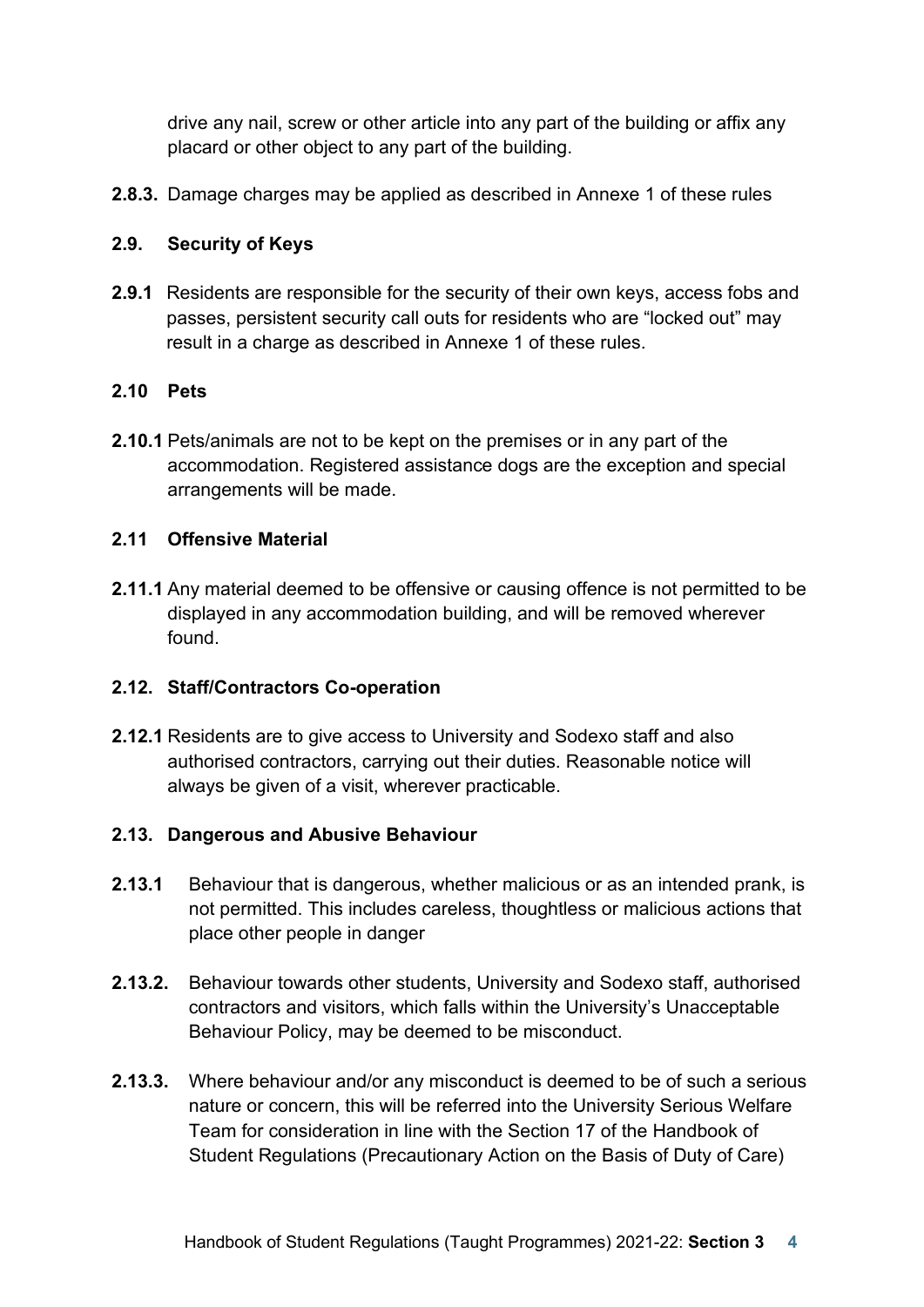drive any nail, screw or other article into any part of the building or affix any placard or other object to any part of the building.

**2.8.3.** Damage charges may be applied as described in Annexe 1 of these rules

### 2.9. Security of Keys

**2.9.1** Residents are responsible for the security of their own keys, access fobs and passes, persistent security call outs for residents who are "locked out" may result in a charge as described in Annexe 1 of these rules.

### 2.10 Pets

**2.10.1** Pets/animals are not to be kept on the premises or in any part of the accommodation. Registered assistance dogs are the exception and special arrangements will be made.

### 2.11 Offensive Material

**2.11.1** Any material deemed to be offensive or causing offence is not permitted to be displayed in any accommodation building, and will be removed wherever found.

### 2.12. Staff/Contractors Co-operation

**2.12.1** Residents are to give access to University and Sodexo staff and also authorised contractors, carrying out their duties. Reasonable notice will always be given of a visit, wherever practicable.

### 2.13. Dangerous and Abusive Behaviour

**2.13.1** Behaviour that is dangerous, whether malicious or as an intended prank, is not permitted. This includes careless, thoughtless or malicious actions that place other people in danger

**2.13.2.** Behaviour towards other students, University and Sodexo staff, authorised contractors and visitors, which falls within the University's Unacceptable Behaviour Policy, may be deemed to be misconduct.

**2.13.3.** Where behaviour and/or any misconduct is deemed to be of such a serious nature or concern, this will be referred into the University Serious Welfare Team for consideration in line with the Section 17 of the Handbook of Student Regulations (Precautionary Action on the Basis of Duty of Care)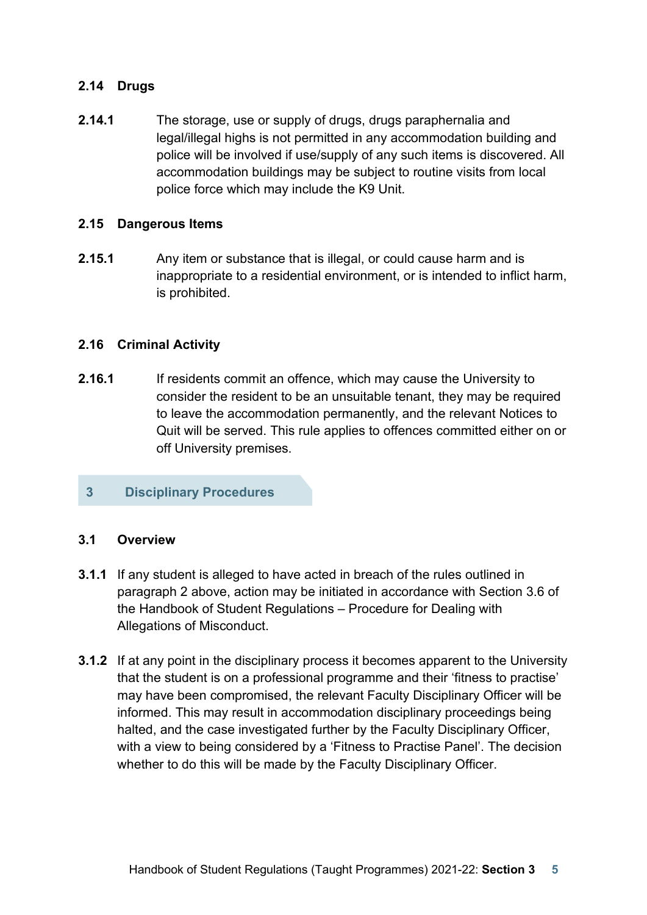### 2.14 Drugs

**2.14.1** The storage, use or supply of drugs, drugs paraphernalia and legal/illegal highs is not permitted in any accommodation building and police will be involved if use/supply of any such items is discovered. All accommodation buildings may be subject to routine visits from local police force which may include the K9 Unit.

### 2.15 Dangerous Items

**2.15.1** Any item or substance that is illegal, or could cause harm and is inappropriate to a residential environment, or is intended to inflict harm, is prohibited.

### 2.16 Criminal Activity

**2.16.1** If residents commit an offence, which may cause the University to consider the resident to be an unsuitable tenant, they may be required to leave the accommodation permanently, and the relevant Notices to Quit will be served. This rule applies to offences committed either on or off University premises.

## 3 Disciplinary Procedures

### 3.1 Overview

**3.1.1** If any student is alleged to have acted in breach of the rules outlined in paragraph 2 above, action may be initiated in accordance with Section 3.6 of the Handbook of Student Regulations – Procedure for Dealing with Allegations of Misconduct.

**3.1.2** If at any point in the disciplinary process it becomes apparent to the University that the student is on a professional programme and their 'fitness to practise' may have been compromised, the relevant Faculty Disciplinary Officer will be informed. This may result in accommodation disciplinary proceedings being halted, and the case investigated further by the Faculty Disciplinary Officer, with a view to being considered by a 'Fitness to Practise Panel'. The decision whether to do this will be made by the Faculty Disciplinary Officer.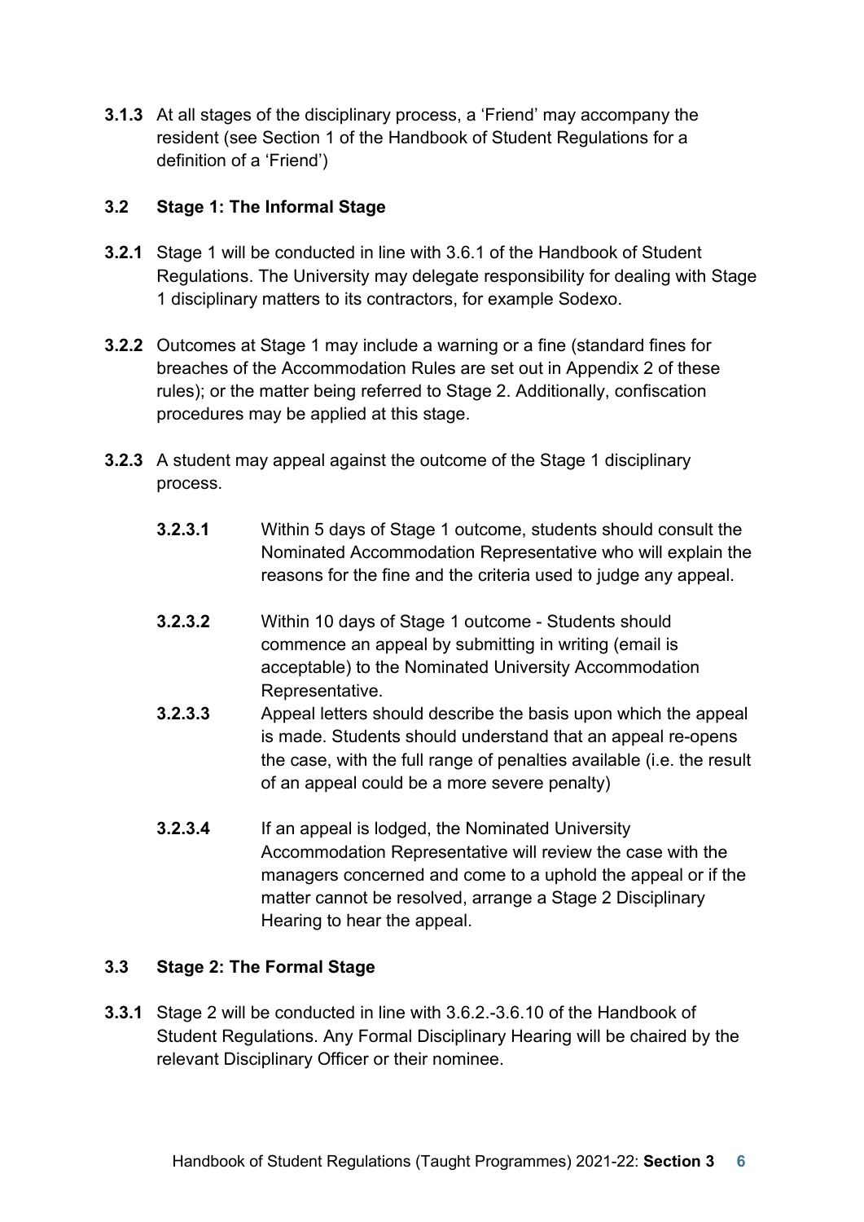**3.1.3** At all stages of the disciplinary process, a 'Friend' may accompany the resident (see Section 1 of the Handbook of Student Regulations for a definition of a 'Friend')

### 3.2 Stage 1: The Informal Stage

**3.2.1** Stage 1 will be conducted in line with 3.6.1 of the Handbook of Student Regulations. The University may delegate responsibility for dealing with Stage 1 disciplinary matters to its contractors, for example Sodexo.

**3.2.2** Outcomes at Stage 1 may include a warning or a fine (standard fines for breaches of the Accommodation Rules are set out in Appendix 2 of these rules); or the matter being referred to Stage 2. Additionally, confiscation procedures may be applied at this stage.

**3.2.3** A student may appeal against the outcome of the Stage 1 disciplinary process.

> **3.2.3.1** Within 5 days of Stage 1 outcome, students should consult the Nominated Accommodation Representative who will explain the reasons for the fine and the criteria used to judge any appeal.
>
> **3.2.3.2** Within 10 days of Stage 1 outcome - Students should commence an appeal by submitting in writing (email is acceptable) to the Nominated University Accommodation Representative.
>
> **3.2.3.3** Appeal letters should describe the basis upon which the appeal is made. Students should understand that an appeal re-opens the case, with the full range of penalties available (i.e. the result of an appeal could be a more severe penalty)
>
> **3.2.3.4** If an appeal is lodged, the Nominated University Accommodation Representative will review the case with the managers concerned and come to a uphold the appeal or if the matter cannot be resolved, arrange a Stage 2 Disciplinary Hearing to hear the appeal.

### 3.3 Stage 2: The Formal Stage

**3.3.1** Stage 2 will be conducted in line with 3.6.2.-3.6.10 of the Handbook of Student Regulations. Any Formal Disciplinary Hearing will be chaired by the relevant Disciplinary Officer or their nominee.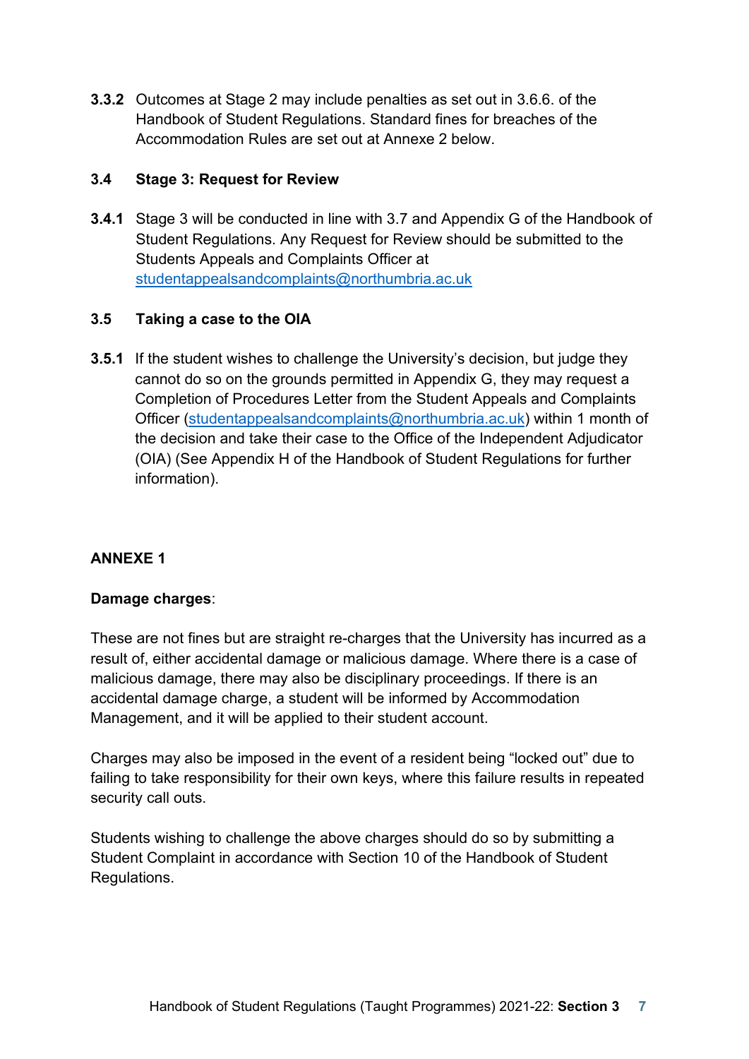**3.3.2** Outcomes at Stage 2 may include penalties as set out in 3.6.6. of the Handbook of Student Regulations. Standard fines for breaches of the Accommodation Rules are set out at Annexe 2 below.

### 3.4 Stage 3: Request for Review

**3.4.1** Stage 3 will be conducted in line with 3.7 and Appendix G of the Handbook of Student Regulations. Any Request for Review should be submitted to the Students Appeals and Complaints Officer at studentappealsandcomplaints@northumbria.ac.uk

### 3.5 Taking a case to the OIA

**3.5.1** If the student wishes to challenge the University's decision, but judge they cannot do so on the grounds permitted in Appendix G, they may request a Completion of Procedures Letter from the Student Appeals and Complaints Officer (studentappealsandcomplaints@northumbria.ac.uk) within 1 month of the decision and take their case to the Office of the Independent Adjudicator (OIA) (See Appendix H of the Handbook of Student Regulations for further information).

## ANNEXE 1

**Damage charges**:

These are not fines but are straight re-charges that the University has incurred as a result of, either accidental damage or malicious damage. Where there is a case of malicious damage, there may also be disciplinary proceedings. If there is an accidental damage charge, a student will be informed by Accommodation Management, and it will be applied to their student account.

Charges may also be imposed in the event of a resident being "locked out" due to failing to take responsibility for their own keys, where this failure results in repeated security call outs.

Students wishing to challenge the above charges should do so by submitting a Student Complaint in accordance with Section 10 of the Handbook of Student Regulations.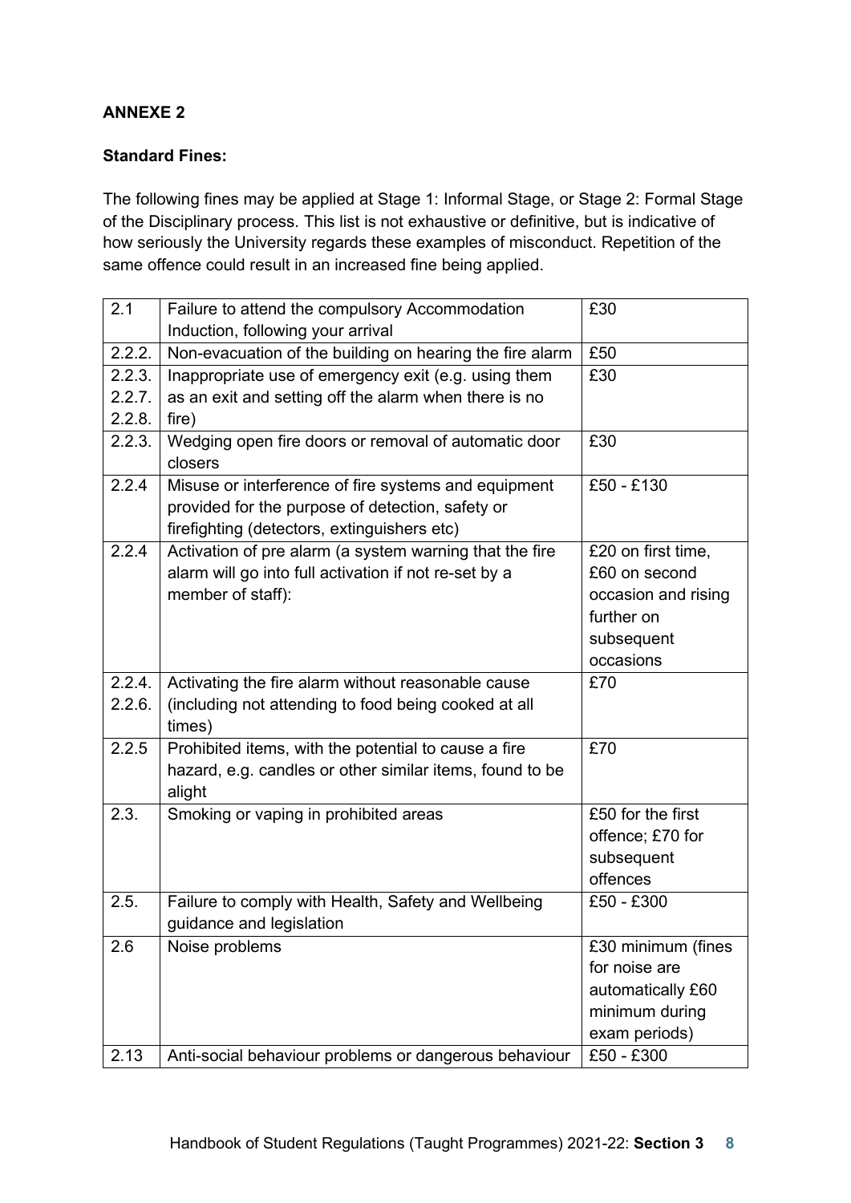**ANNEXE 2**

**Standard Fines:**

The following fines may be applied at Stage 1: Informal Stage, or Stage 2: Formal Stage of the Disciplinary process. This list is not exhaustive or definitive, but is indicative of how seriously the University regards these examples of misconduct. Repetition of the same offence could result in an increased fine being applied.

| | | |
|---|---|---|
| 2.1 | Failure to attend the compulsory Accommodation Induction, following your arrival | £30 |
| 2.2.2. | Non-evacuation of the building on hearing the fire alarm | £50 |
| 2.2.3. 2.2.7. 2.2.8. | Inappropriate use of emergency exit (e.g. using them as an exit and setting off the alarm when there is no fire) | £30 |
| 2.2.3. | Wedging open fire doors or removal of automatic door closers | £30 |
| 2.2.4 | Misuse or interference of fire systems and equipment provided for the purpose of detection, safety or firefighting (detectors, extinguishers etc) | £50 - £130 |
| 2.2.4 | Activation of pre alarm (a system warning that the fire alarm will go into full activation if not re-set by a member of staff): | £20 on first time, £60 on second occasion and rising further on subsequent occasions |
| 2.2.4. 2.2.6. | Activating the fire alarm without reasonable cause (including not attending to food being cooked at all times) | £70 |
| 2.2.5 | Prohibited items, with the potential to cause a fire hazard, e.g. candles or other similar items, found to be alight | £70 |
| 2.3. | Smoking or vaping in prohibited areas | £50 for the first offence; £70 for subsequent offences |
| 2.5. | Failure to comply with Health, Safety and Wellbeing guidance and legislation | £50 - £300 |
| 2.6 | Noise problems | £30 minimum (fines for noise are automatically £60 minimum during exam periods) |
| 2.13 | Anti-social behaviour problems or dangerous behaviour | £50 - £300 |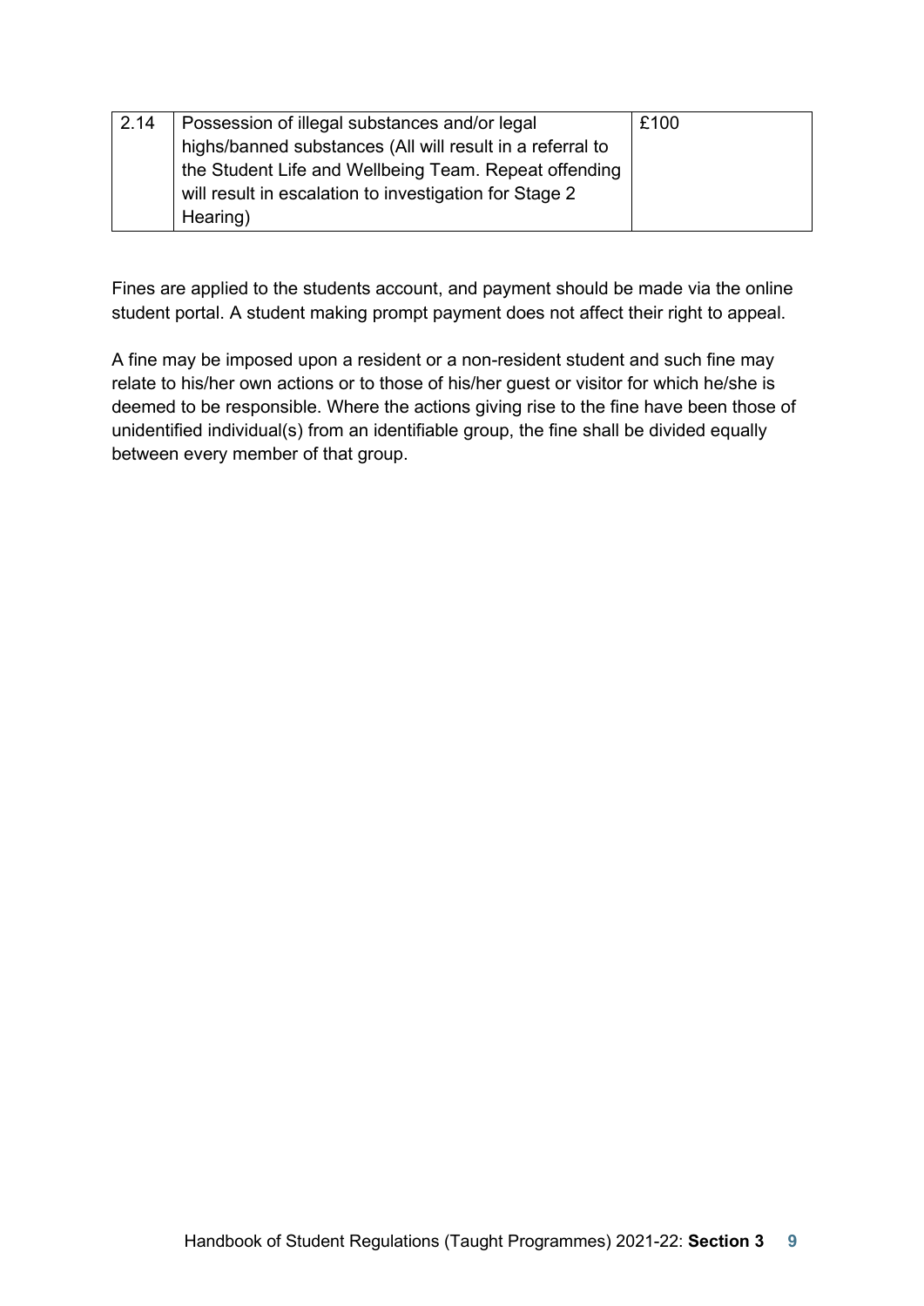| | | |
|---|---|---|
| 2.14 | Possession of illegal substances and/or legal highs/banned substances (All will result in a referral to the Student Life and Wellbeing Team. Repeat offending will result in escalation to investigation for Stage 2 Hearing) | £100 |

Fines are applied to the students account, and payment should be made via the online student portal. A student making prompt payment does not affect their right to appeal.

A fine may be imposed upon a resident or a non-resident student and such fine may relate to his/her own actions or to those of his/her guest or visitor for which he/she is deemed to be responsible. Where the actions giving rise to the fine have been those of unidentified individual(s) from an identifiable group, the fine shall be divided equally between every member of that group.